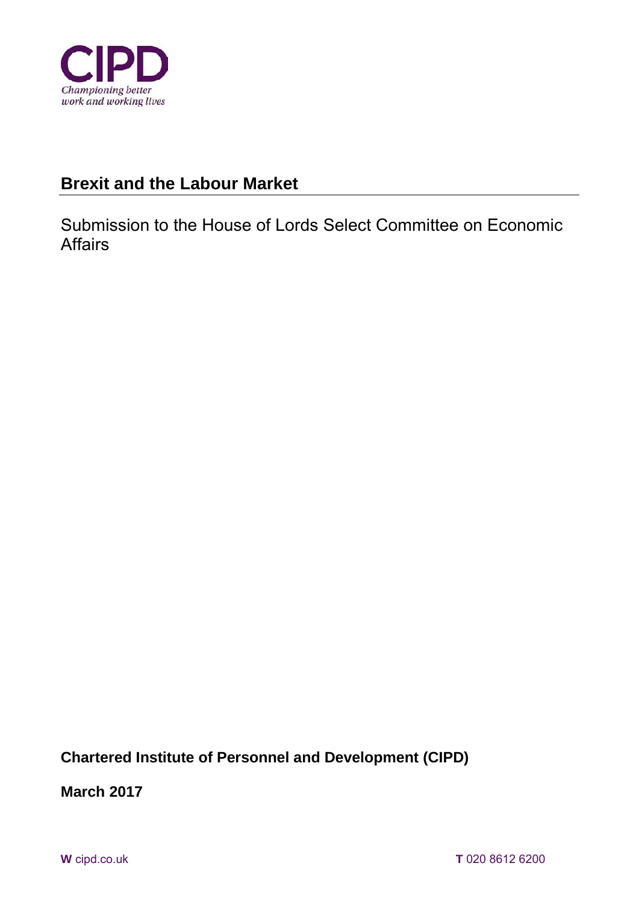CIPD

*Championing better work and working lives*

# Brexit and the Labour Market

Submission to the House of Lords Select Committee on Economic Affairs

**Chartered Institute of Personnel and Development (CIPD)**

**March 2017**

**W** cipd.co.uk **T** 020 8612 6200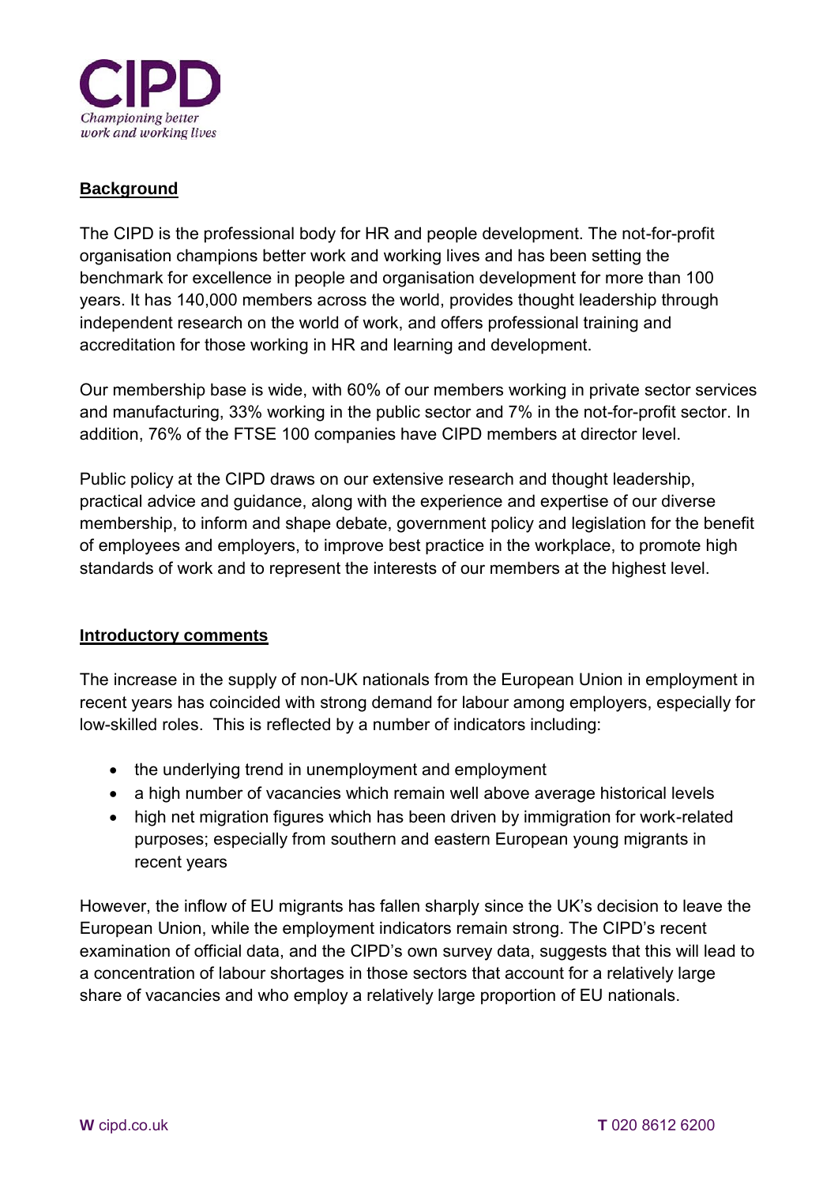## Background

The CIPD is the professional body for HR and people development. The not-for-profit organisation champions better work and working lives and has been setting the benchmark for excellence in people and organisation development for more than 100 years. It has 140,000 members across the world, provides thought leadership through independent research on the world of work, and offers professional training and accreditation for those working in HR and learning and development.

Our membership base is wide, with 60% of our members working in private sector services and manufacturing, 33% working in the public sector and 7% in the not-for-profit sector. In addition, 76% of the FTSE 100 companies have CIPD members at director level.

Public policy at the CIPD draws on our extensive research and thought leadership, practical advice and guidance, along with the experience and expertise of our diverse membership, to inform and shape debate, government policy and legislation for the benefit of employees and employers, to improve best practice in the workplace, to promote high standards of work and to represent the interests of our members at the highest level.

## Introductory comments

The increase in the supply of non-UK nationals from the European Union in employment in recent years has coincided with strong demand for labour among employers, especially for low-skilled roles. This is reflected by a number of indicators including:

- the underlying trend in unemployment and employment
- a high number of vacancies which remain well above average historical levels
- high net migration figures which has been driven by immigration for work-related purposes; especially from southern and eastern European young migrants in recent years

However, the inflow of EU migrants has fallen sharply since the UK's decision to leave the European Union, while the employment indicators remain strong. The CIPD's recent examination of official data, and the CIPD's own survey data, suggests that this will lead to a concentration of labour shortages in those sectors that account for a relatively large share of vacancies and who employ a relatively large proportion of EU nationals.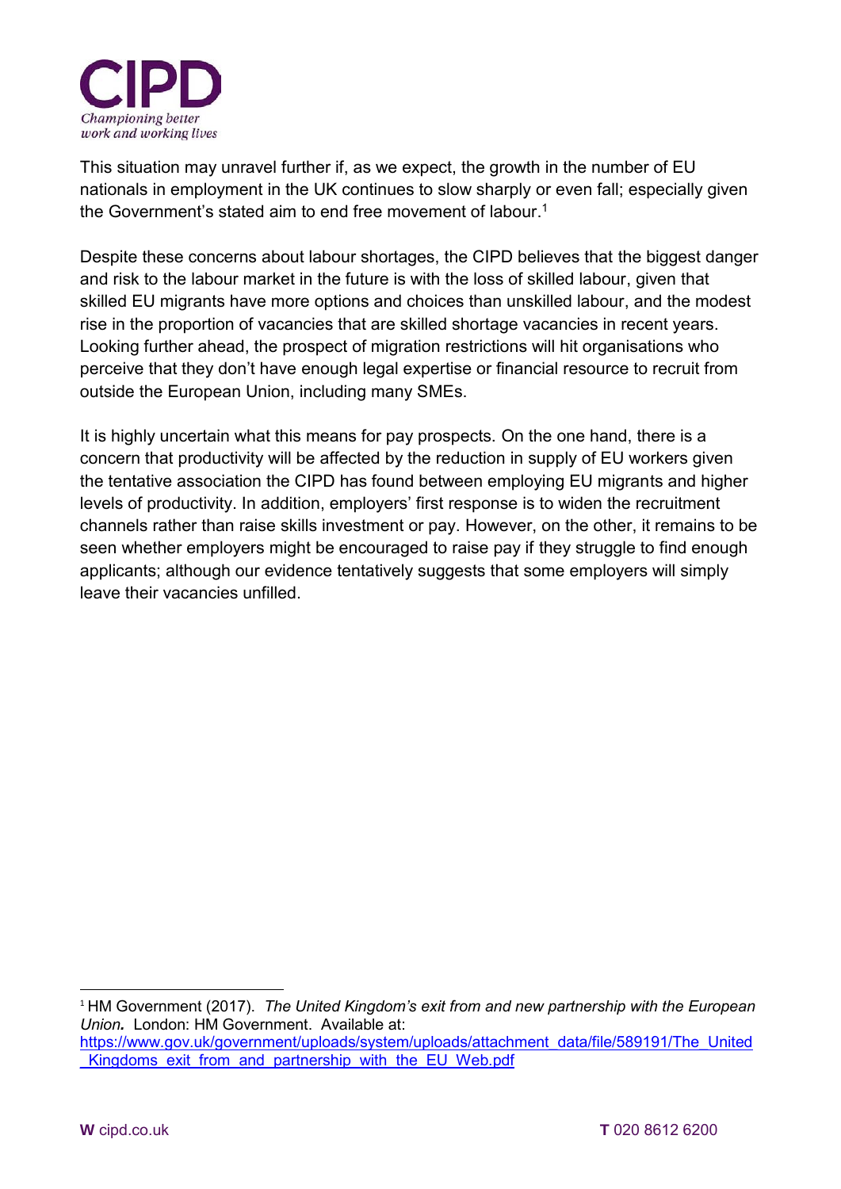This situation may unravel further if, as we expect, the growth in the number of EU nationals in employment in the UK continues to slow sharply or even fall; especially given the Government's stated aim to end free movement of labour.[1]

Despite these concerns about labour shortages, the CIPD believes that the biggest danger and risk to the labour market in the future is with the loss of skilled labour, given that skilled EU migrants have more options and choices than unskilled labour, and the modest rise in the proportion of vacancies that are skilled shortage vacancies in recent years. Looking further ahead, the prospect of migration restrictions will hit organisations who perceive that they don't have enough legal expertise or financial resource to recruit from outside the European Union, including many SMEs.

It is highly uncertain what this means for pay prospects. On the one hand, there is a concern that productivity will be affected by the reduction in supply of EU workers given the tentative association the CIPD has found between employing EU migrants and higher levels of productivity. In addition, employers' first response is to widen the recruitment channels rather than raise skills investment or pay. However, on the other, it remains to be seen whether employers might be encouraged to raise pay if they struggle to find enough applicants; although our evidence tentatively suggests that some employers will simply leave their vacancies unfilled.

---

[1] HM Government (2017). *The United Kingdom's exit from and new partnership with the European Union.* London: HM Government. Available at: https://www.gov.uk/government/uploads/system/uploads/attachment_data/file/589191/The_United_Kingdoms_exit_from_and_partnership_with_the_EU_Web.pdf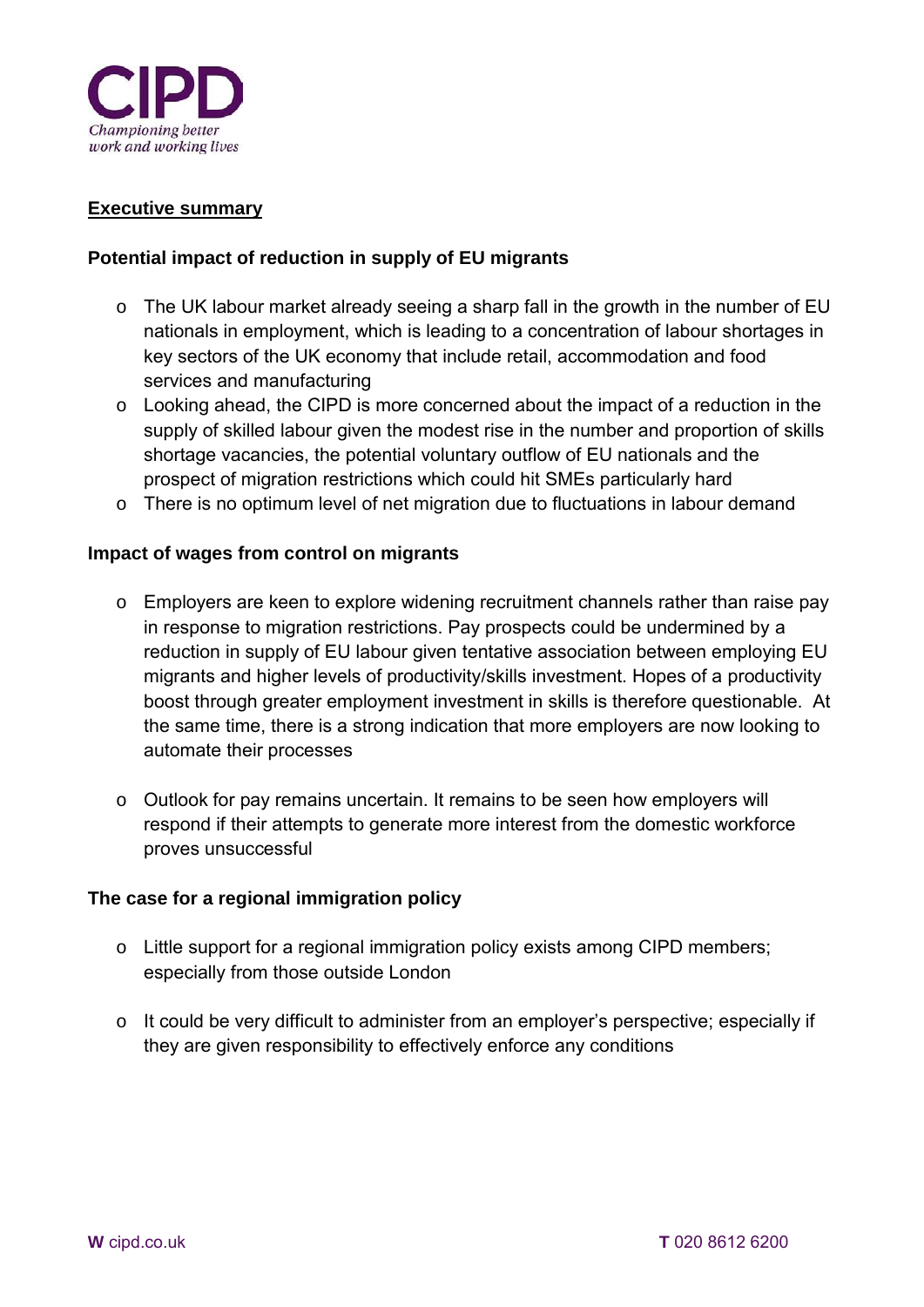## Executive summary

### Potential impact of reduction in supply of EU migrants

- The UK labour market already seeing a sharp fall in the growth in the number of EU nationals in employment, which is leading to a concentration of labour shortages in key sectors of the UK economy that include retail, accommodation and food services and manufacturing
- Looking ahead, the CIPD is more concerned about the impact of a reduction in the supply of skilled labour given the modest rise in the number and proportion of skills shortage vacancies, the potential voluntary outflow of EU nationals and the prospect of migration restrictions which could hit SMEs particularly hard
- There is no optimum level of net migration due to fluctuations in labour demand

### Impact of wages from control on migrants

- Employers are keen to explore widening recruitment channels rather than raise pay in response to migration restrictions. Pay prospects could be undermined by a reduction in supply of EU labour given tentative association between employing EU migrants and higher levels of productivity/skills investment. Hopes of a productivity boost through greater employment investment in skills is therefore questionable. At the same time, there is a strong indication that more employers are now looking to automate their processes

- Outlook for pay remains uncertain. It remains to be seen how employers will respond if their attempts to generate more interest from the domestic workforce proves unsuccessful

### The case for a regional immigration policy

- Little support for a regional immigration policy exists among CIPD members; especially from those outside London

- It could be very difficult to administer from an employer's perspective; especially if they are given responsibility to effectively enforce any conditions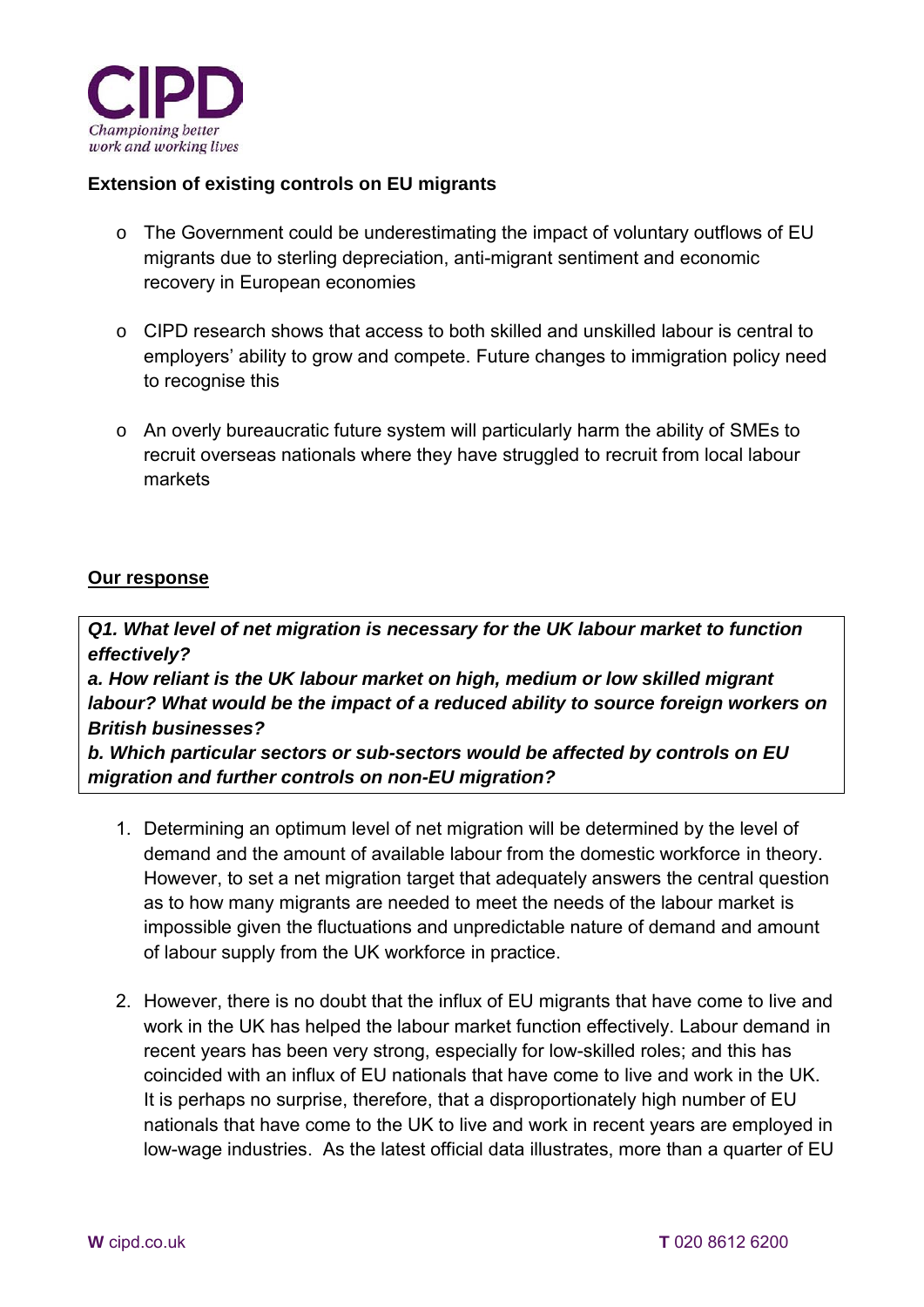### Extension of existing controls on EU migrants

- The Government could be underestimating the impact of voluntary outflows of EU migrants due to sterling depreciation, anti-migrant sentiment and economic recovery in European economies

- CIPD research shows that access to both skilled and unskilled labour is central to employers' ability to grow and compete. Future changes to immigration policy need to recognise this

- An overly bureaucratic future system will particularly harm the ability of SMEs to recruit overseas nationals where they have struggled to recruit from local labour markets

## Our response

***Q1. What level of net migration is necessary for the UK labour market to function effectively?***

***a. How reliant is the UK labour market on high, medium or low skilled migrant labour? What would be the impact of a reduced ability to source foreign workers on British businesses?***

***b. Which particular sectors or sub-sectors would be affected by controls on EU migration and further controls on non-EU migration?***

1. Determining an optimum level of net migration will be determined by the level of demand and the amount of available labour from the domestic workforce in theory. However, to set a net migration target that adequately answers the central question as to how many migrants are needed to meet the needs of the labour market is impossible given the fluctuations and unpredictable nature of demand and amount of labour supply from the UK workforce in practice.

2. However, there is no doubt that the influx of EU migrants that have come to live and work in the UK has helped the labour market function effectively. Labour demand in recent years has been very strong, especially for low-skilled roles; and this has coincided with an influx of EU nationals that have come to live and work in the UK. It is perhaps no surprise, therefore, that a disproportionately high number of EU nationals that have come to the UK to live and work in recent years are employed in low-wage industries. As the latest official data illustrates, more than a quarter of EU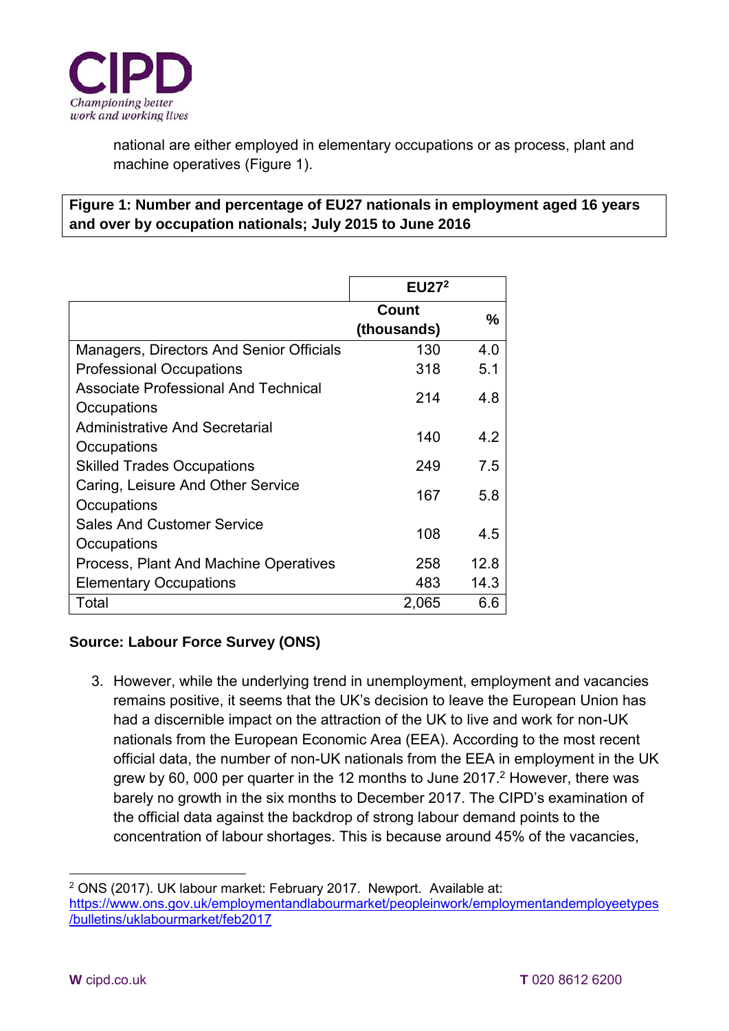national are either employed in elementary occupations or as process, plant and machine operatives (Figure 1).

**Figure 1: Number and percentage of EU27 nationals in employment aged 16 years and over by occupation nationals; July 2015 to June 2016**

| | EU27[2] | |
|---|---|---|
| | Count (thousands) | % |
| Managers, Directors And Senior Officials | 130 | 4.0 |
| Professional Occupations | 318 | 5.1 |
| Associate Professional And Technical Occupations | 214 | 4.8 |
| Administrative And Secretarial Occupations | 140 | 4.2 |
| Skilled Trades Occupations | 249 | 7.5 |
| Caring, Leisure And Other Service Occupations | 167 | 5.8 |
| Sales And Customer Service Occupations | 108 | 4.5 |
| Process, Plant And Machine Operatives | 258 | 12.8 |
| Elementary Occupations | 483 | 14.3 |
| Total | 2,065 | 6.6 |

**Source: Labour Force Survey (ONS)**

3. However, while the underlying trend in unemployment, employment and vacancies remains positive, it seems that the UK's decision to leave the European Union has had a discernible impact on the attraction of the UK to live and work for non-UK nationals from the European Economic Area (EEA). According to the most recent official data, the number of non-UK nationals from the EEA in employment in the UK grew by 60, 000 per quarter in the 12 months to June 2017.[2] However, there was barely no growth in the six months to December 2017. The CIPD's examination of the official data against the backdrop of strong labour demand points to the concentration of labour shortages. This is because around 45% of the vacancies,

---

[2] ONS (2017). UK labour market: February 2017. Newport. Available at: https://www.ons.gov.uk/employmentandlabourmarket/peopleinwork/employmentandemployeetypes/bulletins/uklabourmarket/feb2017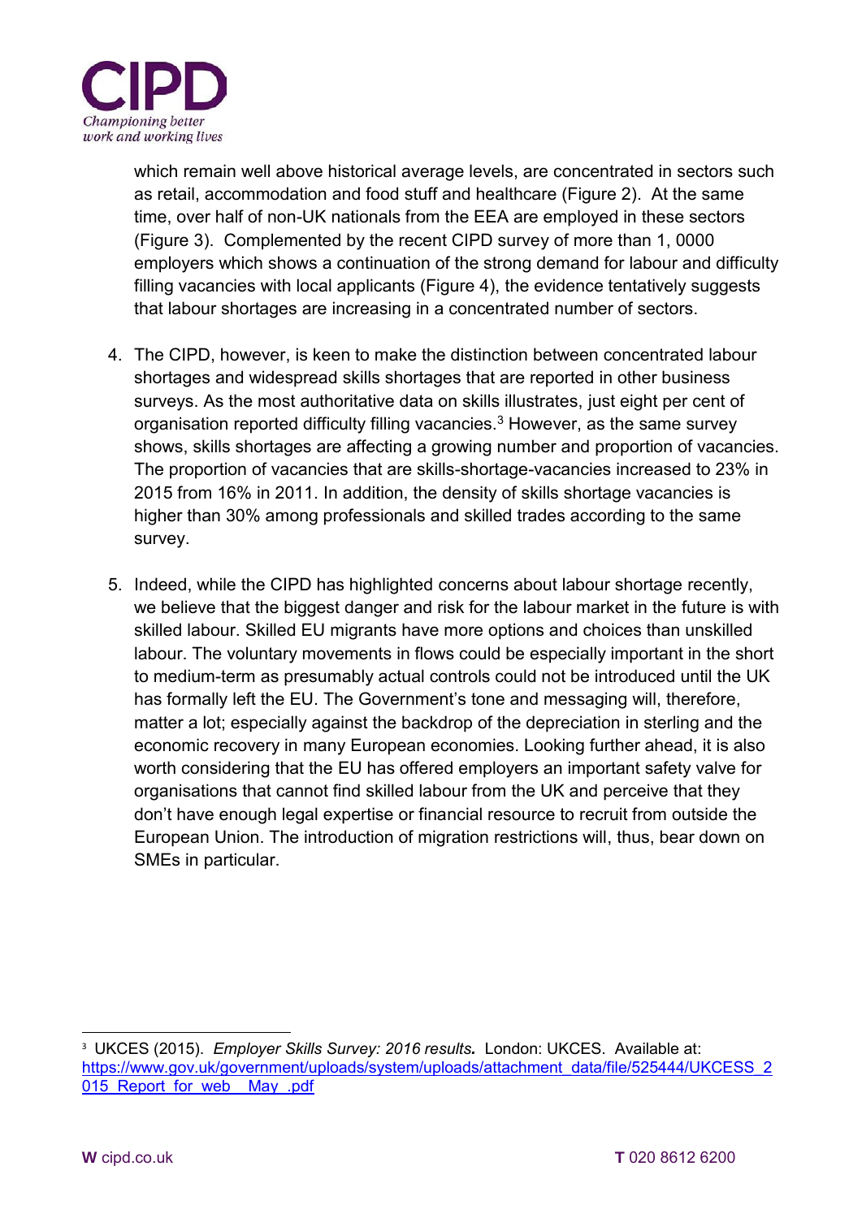which remain well above historical average levels, are concentrated in sectors such as retail, accommodation and food stuff and healthcare (Figure 2). At the same time, over half of non-UK nationals from the EEA are employed in these sectors (Figure 3). Complemented by the recent CIPD survey of more than 1, 0000 employers which shows a continuation of the strong demand for labour and difficulty filling vacancies with local applicants (Figure 4), the evidence tentatively suggests that labour shortages are increasing in a concentrated number of sectors.

4. The CIPD, however, is keen to make the distinction between concentrated labour shortages and widespread skills shortages that are reported in other business surveys. As the most authoritative data on skills illustrates, just eight per cent of organisation reported difficulty filling vacancies.[3] However, as the same survey shows, skills shortages are affecting a growing number and proportion of vacancies. The proportion of vacancies that are skills-shortage-vacancies increased to 23% in 2015 from 16% in 2011. In addition, the density of skills shortage vacancies is higher than 30% among professionals and skilled trades according to the same survey.

5. Indeed, while the CIPD has highlighted concerns about labour shortage recently, we believe that the biggest danger and risk for the labour market in the future is with skilled labour. Skilled EU migrants have more options and choices than unskilled labour. The voluntary movements in flows could be especially important in the short to medium-term as presumably actual controls could not be introduced until the UK has formally left the EU. The Government's tone and messaging will, therefore, matter a lot; especially against the backdrop of the depreciation in sterling and the economic recovery in many European economies. Looking further ahead, it is also worth considering that the EU has offered employers an important safety valve for organisations that cannot find skilled labour from the UK and perceive that they don't have enough legal expertise or financial resource to recruit from outside the European Union. The introduction of migration restrictions will, thus, bear down on SMEs in particular.

---

[3] UKCES (2015). *Employer Skills Survey: 2016 results.* London: UKCES. Available at: https://www.gov.uk/government/uploads/system/uploads/attachment_data/file/525444/UKCESS_2015_Report_for_web__May_.pdf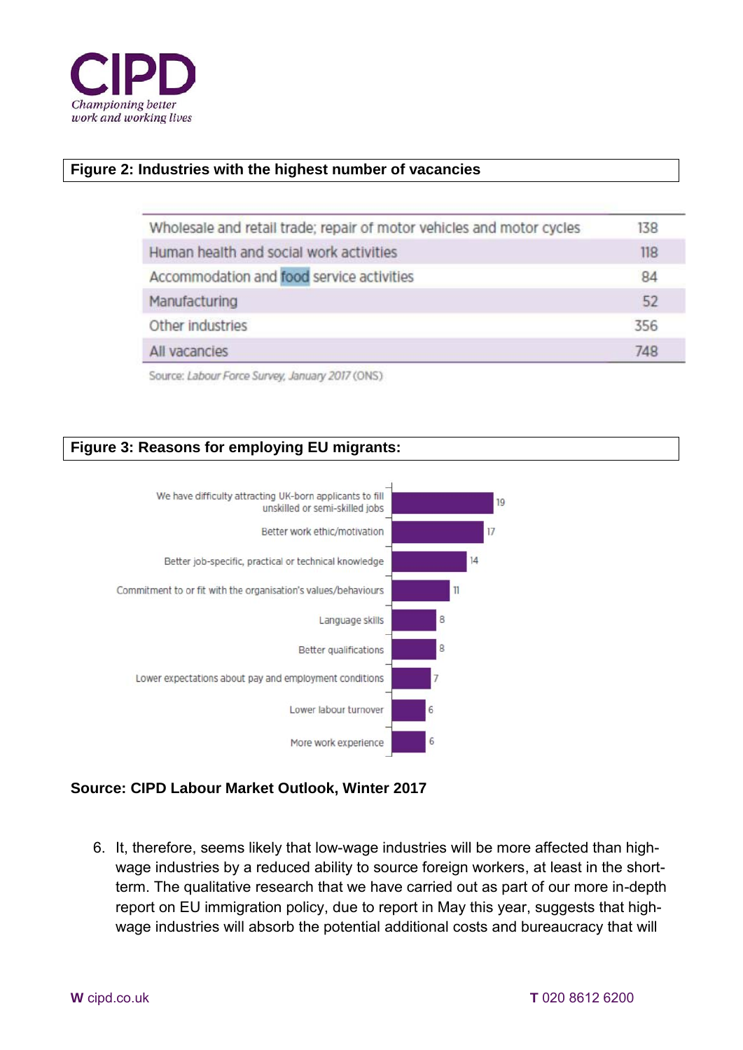**Figure 2: Industries with the highest number of vacancies**

| | |
|---|---|
| Wholesale and retail trade; repair of motor vehicles and motor cycles | 138 |
| Human health and social work activities | 118 |
| Accommodation and food service activities | 84 |
| Manufacturing | 52 |
| Other industries | 356 |
| All vacancies | 748 |

Source: *Labour Force Survey, January 2017* (ONS)

**Figure 3: Reasons for employing EU migrants:**

| Reason | % |
|---|---|
| We have difficulty attracting UK-born applicants to fill unskilled or semi-skilled jobs | 19 |
| Better work ethic/motivation | 17 |
| Better job-specific, practical or technical knowledge | 14 |
| Commitment to or fit with the organisation's values/behaviours | 11 |
| Language skills | 8 |
| Better qualifications | 8 |
| Lower expectations about pay and employment conditions | 7 |
| Lower labour turnover | 6 |
| More work experience | 6 |

**Source: CIPD Labour Market Outlook, Winter 2017**

6. It, therefore, seems likely that low-wage industries will be more affected than high-wage industries by a reduced ability to source foreign workers, at least in the short-term. The qualitative research that we have carried out as part of our more in-depth report on EU immigration policy, due to report in May this year, suggests that high-wage industries will absorb the potential additional costs and bureaucracy that will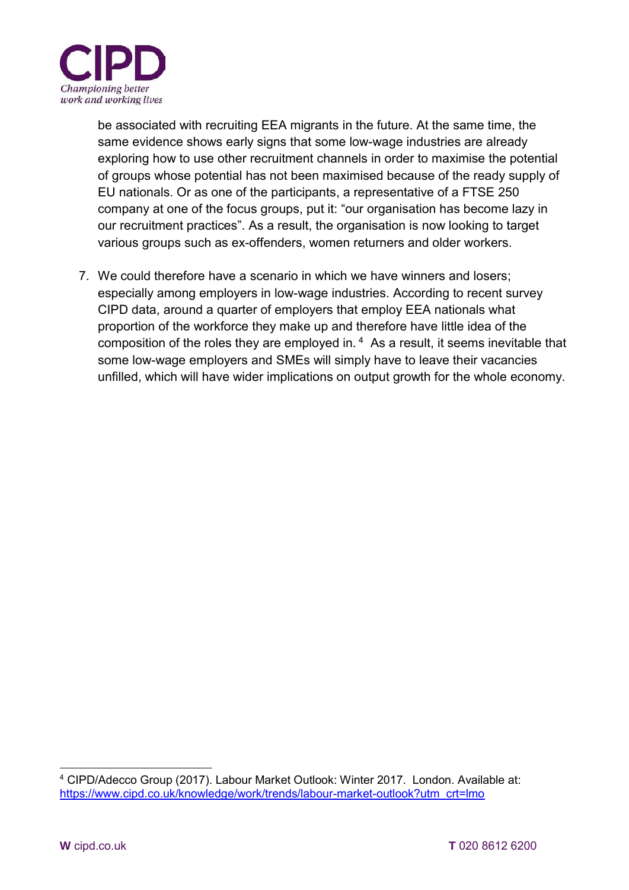be associated with recruiting EEA migrants in the future. At the same time, the same evidence shows early signs that some low-wage industries are already exploring how to use other recruitment channels in order to maximise the potential of groups whose potential has not been maximised because of the ready supply of EU nationals. Or as one of the participants, a representative of a FTSE 250 company at one of the focus groups, put it: "our organisation has become lazy in our recruitment practices". As a result, the organisation is now looking to target various groups such as ex-offenders, women returners and older workers.

7. We could therefore have a scenario in which we have winners and losers; especially among employers in low-wage industries. According to recent survey CIPD data, around a quarter of employers that employ EEA nationals what proportion of the workforce they make up and therefore have little idea of the composition of the roles they are employed in.[4] As a result, it seems inevitable that some low-wage employers and SMEs will simply have to leave their vacancies unfilled, which will have wider implications on output growth for the whole economy.

---

[4] CIPD/Adecco Group (2017). Labour Market Outlook: Winter 2017. London. Available at: https://www.cipd.co.uk/knowledge/work/trends/labour-market-outlook?utm_crt=lmo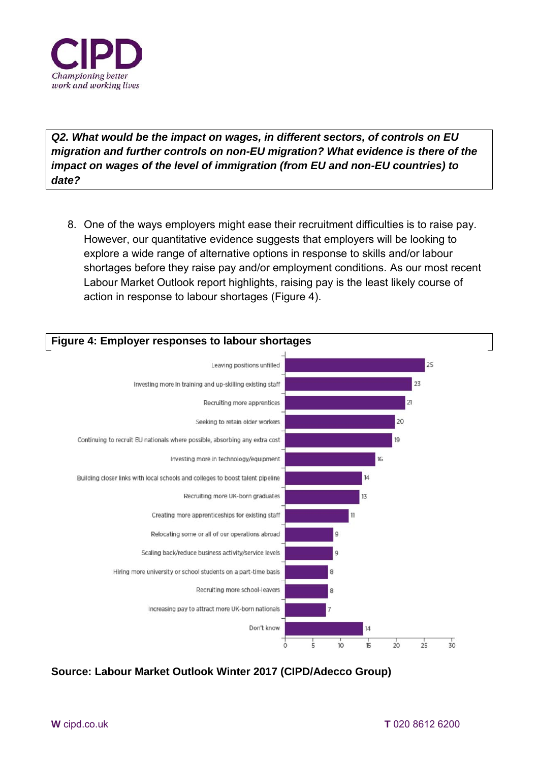***Q2. What would be the impact on wages, in different sectors, of controls on EU migration and further controls on non-EU migration? What evidence is there of the impact on wages of the level of immigration (from EU and non-EU countries) to date?***

8. One of the ways employers might ease their recruitment difficulties is to raise pay. However, our quantitative evidence suggests that employers will be looking to explore a wide range of alternative options in response to skills and/or labour shortages before they raise pay and/or employment conditions. As our most recent Labour Market Outlook report highlights, raising pay is the least likely course of action in response to labour shortages (Figure 4).

**Figure 4: Employer responses to labour shortages**

| Response | Value |
|---|---|
| Leaving positions unfilled | 25 |
| Investing more in training and up-skilling existing staff | 23 |
| Recruiting more apprentices | 21 |
| Seeking to retain older workers | 20 |
| Continuing to recruit EU nationals where possible, absorbing any extra cost | 19 |
| Investing more in technology/equipment | 16 |
| Building closer links with local schools and colleges to boost talent pipeline | 14 |
| Recruiting more UK-born graduates | 13 |
| Creating more apprenticeships for existing staff | 11 |
| Relocating some or all of our operations abroad | 9 |
| Scaling back/reduce business activity/service levels | 9 |
| Hiring more university or school students on a part-time basis | 8 |
| Recruiting more school-leavers | 8 |
| Increasing pay to attract more UK-born nationals | 7 |
| Don't know | 14 |

**Source: Labour Market Outlook Winter 2017 (CIPD/Adecco Group)**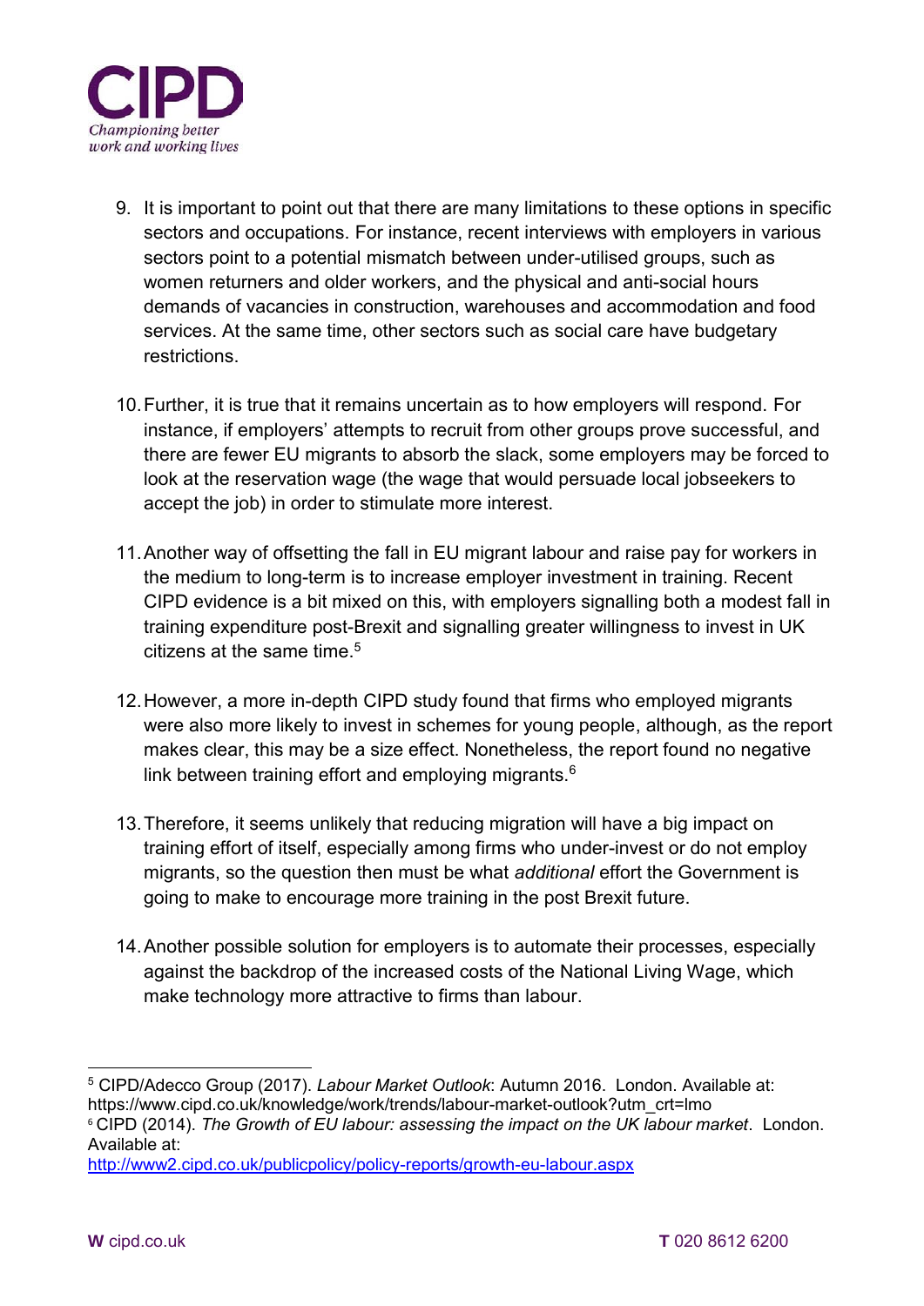9. It is important to point out that there are many limitations to these options in specific sectors and occupations. For instance, recent interviews with employers in various sectors point to a potential mismatch between under-utilised groups, such as women returners and older workers, and the physical and anti-social hours demands of vacancies in construction, warehouses and accommodation and food services. At the same time, other sectors such as social care have budgetary restrictions.

10. Further, it is true that it remains uncertain as to how employers will respond. For instance, if employers' attempts to recruit from other groups prove successful, and there are fewer EU migrants to absorb the slack, some employers may be forced to look at the reservation wage (the wage that would persuade local jobseekers to accept the job) in order to stimulate more interest.

11. Another way of offsetting the fall in EU migrant labour and raise pay for workers in the medium to long-term is to increase employer investment in training. Recent CIPD evidence is a bit mixed on this, with employers signalling both a modest fall in training expenditure post-Brexit and signalling greater willingness to invest in UK citizens at the same time.[5]

12. However, a more in-depth CIPD study found that firms who employed migrants were also more likely to invest in schemes for young people, although, as the report makes clear, this may be a size effect. Nonetheless, the report found no negative link between training effort and employing migrants.[6]

13. Therefore, it seems unlikely that reducing migration will have a big impact on training effort of itself, especially among firms who under-invest or do not employ migrants, so the question then must be what *additional* effort the Government is going to make to encourage more training in the post Brexit future.

14. Another possible solution for employers is to automate their processes, especially against the backdrop of the increased costs of the National Living Wage, which make technology more attractive to firms than labour.

---

[5] CIPD/Adecco Group (2017). *Labour Market Outlook*: Autumn 2016. London. Available at: https://www.cipd.co.uk/knowledge/work/trends/labour-market-outlook?utm_crt=lmo

[6] CIPD (2014). *The Growth of EU labour: assessing the impact on the UK labour market*. London. Available at: http://www2.cipd.co.uk/publicpolicy/policy-reports/growth-eu-labour.aspx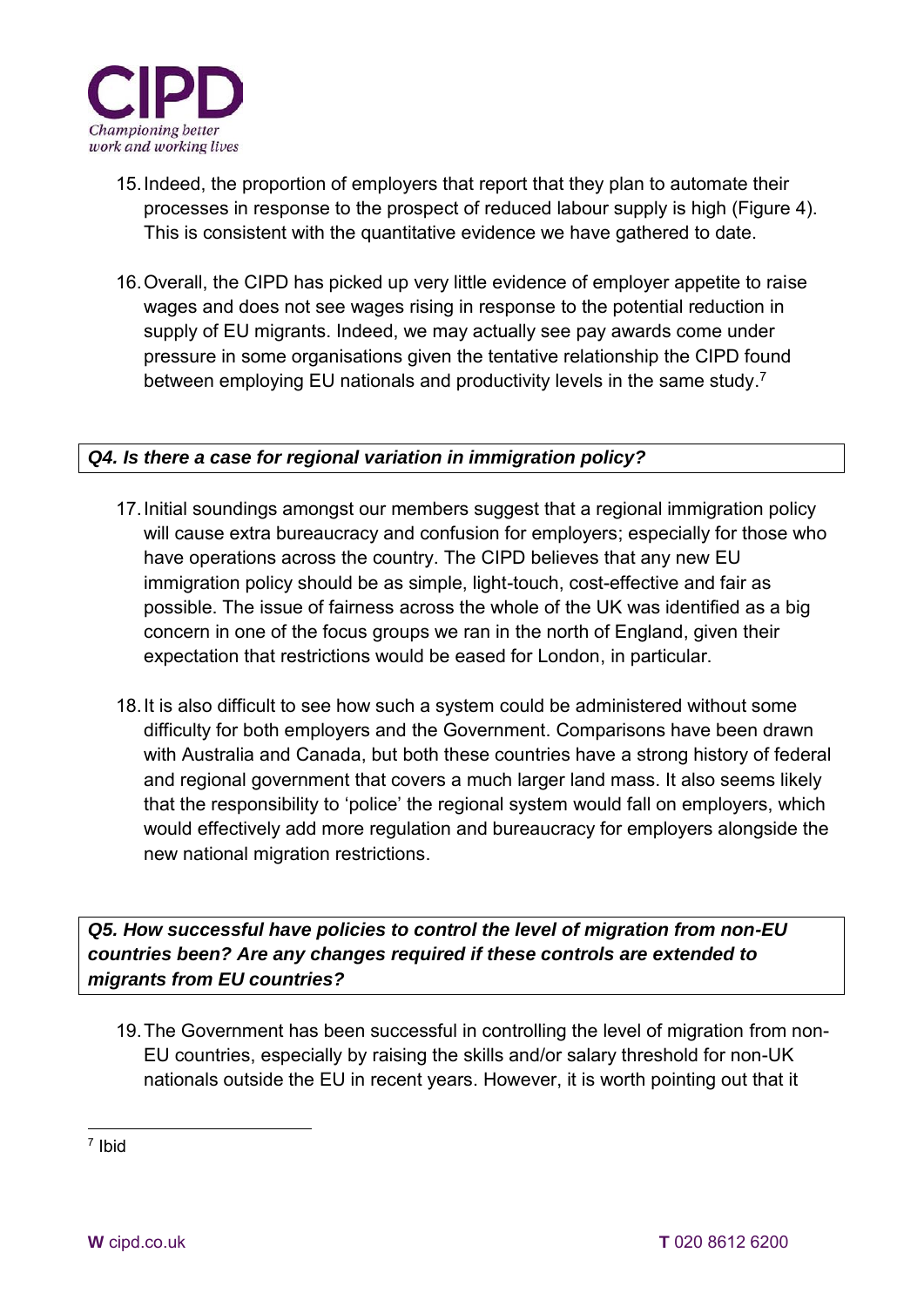15. Indeed, the proportion of employers that report that they plan to automate their processes in response to the prospect of reduced labour supply is high (Figure 4). This is consistent with the quantitative evidence we have gathered to date.

16. Overall, the CIPD has picked up very little evidence of employer appetite to raise wages and does not see wages rising in response to the potential reduction in supply of EU migrants. Indeed, we may actually see pay awards come under pressure in some organisations given the tentative relationship the CIPD found between employing EU nationals and productivity levels in the same study.[7]

***Q4. Is there a case for regional variation in immigration policy?***

17. Initial soundings amongst our members suggest that a regional immigration policy will cause extra bureaucracy and confusion for employers; especially for those who have operations across the country. The CIPD believes that any new EU immigration policy should be as simple, light-touch, cost-effective and fair as possible. The issue of fairness across the whole of the UK was identified as a big concern in one of the focus groups we ran in the north of England, given their expectation that restrictions would be eased for London, in particular.

18. It is also difficult to see how such a system could be administered without some difficulty for both employers and the Government. Comparisons have been drawn with Australia and Canada, but both these countries have a strong history of federal and regional government that covers a much larger land mass. It also seems likely that the responsibility to 'police' the regional system would fall on employers, which would effectively add more regulation and bureaucracy for employers alongside the new national migration restrictions.

***Q5. How successful have policies to control the level of migration from non-EU countries been? Are any changes required if these controls are extended to migrants from EU countries?***

19. The Government has been successful in controlling the level of migration from non-EU countries, especially by raising the skills and/or salary threshold for non-UK nationals outside the EU in recent years. However, it is worth pointing out that it

[7] Ibid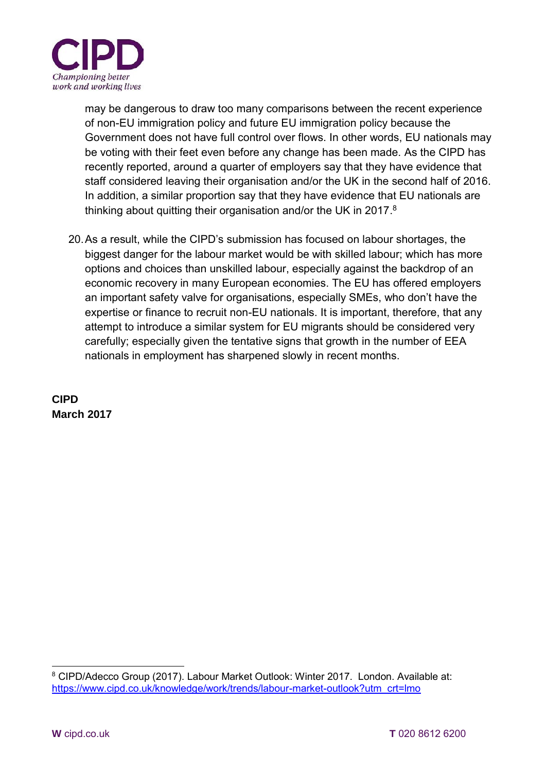may be dangerous to draw too many comparisons between the recent experience of non-EU immigration policy and future EU immigration policy because the Government does not have full control over flows. In other words, EU nationals may be voting with their feet even before any change has been made. As the CIPD has recently reported, around a quarter of employers say that they have evidence that staff considered leaving their organisation and/or the UK in the second half of 2016. In addition, a similar proportion say that they have evidence that EU nationals are thinking about quitting their organisation and/or the UK in 2017.[8]

20. As a result, while the CIPD's submission has focused on labour shortages, the biggest danger for the labour market would be with skilled labour; which has more options and choices than unskilled labour, especially against the backdrop of an economic recovery in many European economies. The EU has offered employers an important safety valve for organisations, especially SMEs, who don't have the expertise or finance to recruit non-EU nationals. It is important, therefore, that any attempt to introduce a similar system for EU migrants should be considered very carefully; especially given the tentative signs that growth in the number of EEA nationals in employment has sharpened slowly in recent months.

**CIPD**
**March 2017**

---

[8] CIPD/Adecco Group (2017). Labour Market Outlook: Winter 2017. London. Available at: https://www.cipd.co.uk/knowledge/work/trends/labour-market-outlook?utm_crt=lmo